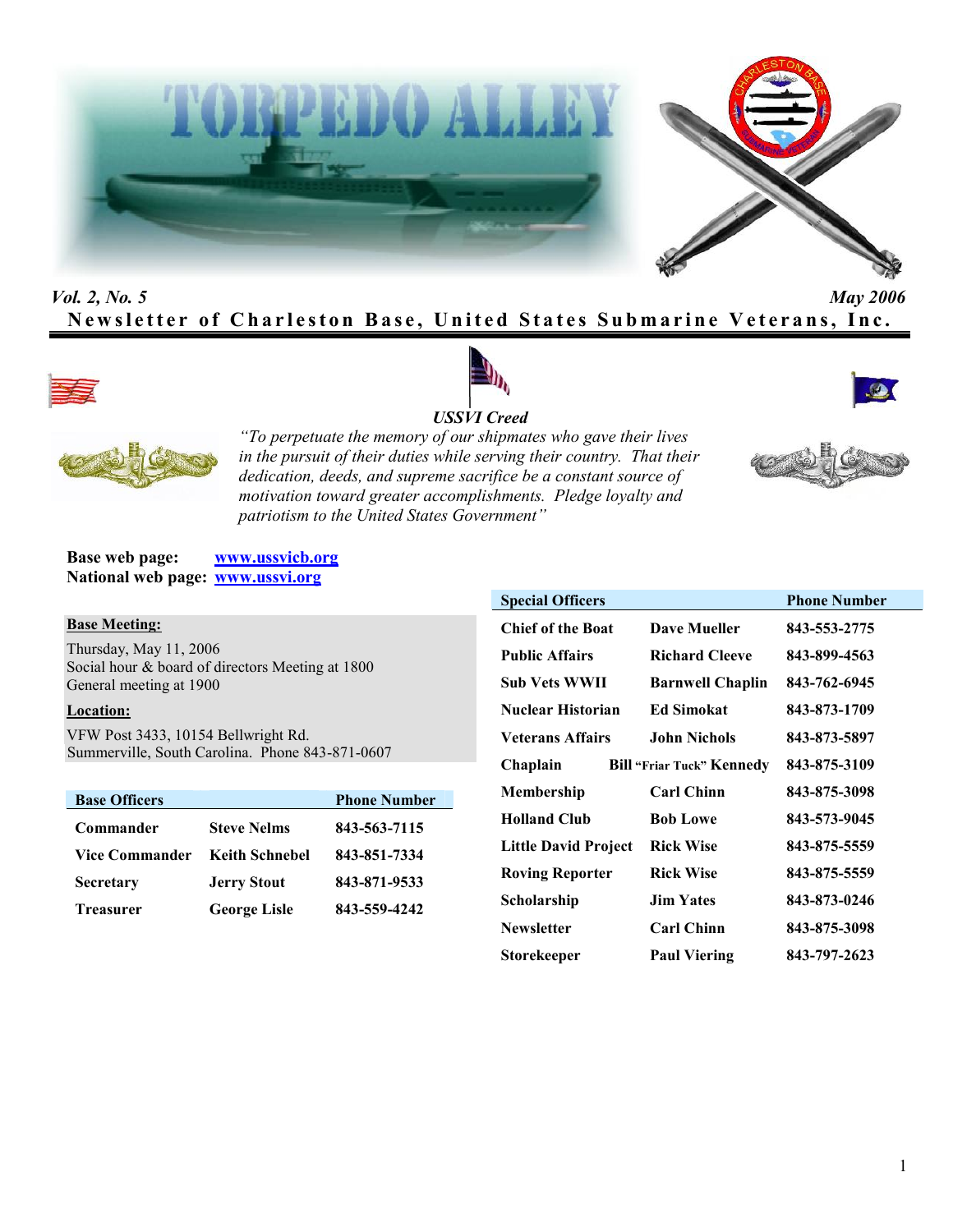# TORPEDO ALLEY

*Vol. 2, No. 5* *May 2006*

**Newsletter of Charleston Base, United States Submarine Veterans, Inc.**

***USSVI Creed***

*"To perpetuate the memory of our shipmates who gave their lives in the pursuit of their duties while serving their country. That their dedication, deeds, and supreme sacrifice be a constant source of motivation toward greater accomplishments. Pledge loyalty and patriotism to the United States Government"*

**Base web page:** www.ussvicb.org
**National web page:** www.ussvi.org

**Base Meeting:**

Thursday, May 11, 2006
Social hour & board of directors Meeting at 1800
General meeting at 1900

**Location:**

VFW Post 3433, 10154 Bellwright Rd.
Summerville, South Carolina. Phone 843-871-0607

| Base Officers | | Phone Number |
|---|---|---|
| Commander | Steve Nelms | 843-563-7115 |
| Vice Commander | Keith Schnebel | 843-851-7334 |
| Secretary | Jerry Stout | 843-871-9533 |
| Treasurer | George Lisle | 843-559-4242 |

| Special Officers | | Phone Number |
|---|---|---|
| Chief of the Boat | Dave Mueller | 843-553-2775 |
| Public Affairs | Richard Cleeve | 843-899-4563 |
| Sub Vets WWII | Barnwell Chaplin | 843-762-6945 |
| Nuclear Historian | Ed Simokat | 843-873-1709 |
| Veterans Affairs | John Nichols | 843-873-5897 |
| Chaplain | Bill "Friar Tuck" Kennedy | 843-875-3109 |
| Membership | Carl Chinn | 843-875-3098 |
| Holland Club | Bob Lowe | 843-573-9045 |
| Little David Project | Rick Wise | 843-875-5559 |
| Roving Reporter | Rick Wise | 843-875-5559 |
| Scholarship | Jim Yates | 843-873-0246 |
| Newsletter | Carl Chinn | 843-875-3098 |
| Storekeeper | Paul Viering | 843-797-2623 |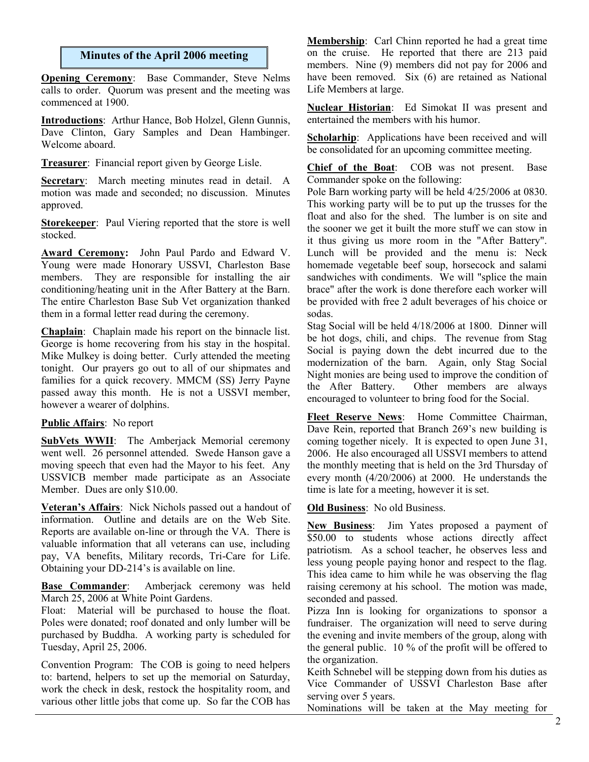## Minutes of the April 2006 meeting

**Opening Ceremony**: Base Commander, Steve Nelms calls to order. Quorum was present and the meeting was commenced at 1900.

**Introductions**: Arthur Hance, Bob Holzel, Glenn Gunnis, Dave Clinton, Gary Samples and Dean Hambinger. Welcome aboard.

**Treasurer**: Financial report given by George Lisle.

**Secretary**: March meeting minutes read in detail. A motion was made and seconded; no discussion. Minutes approved.

**Storekeeper**: Paul Viering reported that the store is well stocked.

**Award Ceremony:** John Paul Pardo and Edward V. Young were made Honorary USSVI, Charleston Base members. They are responsible for installing the air conditioning/heating unit in the After Battery at the Barn. The entire Charleston Base Sub Vet organization thanked them in a formal letter read during the ceremony.

**Chaplain**: Chaplain made his report on the binnacle list. George is home recovering from his stay in the hospital. Mike Mulkey is doing better. Curly attended the meeting tonight. Our prayers go out to all of our shipmates and families for a quick recovery. MMCM (SS) Jerry Payne passed away this month. He is not a USSVI member, however a wearer of dolphins.

**Public Affairs**: No report

**SubVets WWII**: The Amberjack Memorial ceremony went well. 26 personnel attended. Swede Hanson gave a moving speech that even had the Mayor to his feet. Any USSVICB member made participate as an Associate Member. Dues are only $10.00.

**Veteran's Affairs**: Nick Nichols passed out a handout of information. Outline and details are on the Web Site. Reports are available on-line or through the VA. There is valuable information that all veterans can use, including pay, VA benefits, Military records, Tri-Care for Life. Obtaining your DD-214's is available on line.

**Base Commander**: Amberjack ceremony was held March 25, 2006 at White Point Gardens.

Float: Material will be purchased to house the float. Poles were donated; roof donated and only lumber will be purchased by Buddha. A working party is scheduled for Tuesday, April 25, 2006.

Convention Program: The COB is going to need helpers to: bartend, helpers to set up the memorial on Saturday, work the check in desk, restock the hospitality room, and various other little jobs that come up. So far the COB has

**Membership**: Carl Chinn reported he had a great time on the cruise. He reported that there are 213 paid members. Nine (9) members did not pay for 2006 and have been removed. Six (6) are retained as National Life Members at large.

**Nuclear Historian**: Ed Simokat II was present and entertained the members with his humor.

**Scholarhip**: Applications have been received and will be consolidated for an upcoming committee meeting.

**Chief of the Boat**: COB was not present. Base Commander spoke on the following:

Pole Barn working party will be held 4/25/2006 at 0830. This working party will be to put up the trusses for the float and also for the shed. The lumber is on site and the sooner we get it built the more stuff we can stow in it thus giving us more room in the "After Battery". Lunch will be provided and the menu is: Neck homemade vegetable beef soup, horsecock and salami sandwiches with condiments. We will "splice the main brace" after the work is done therefore each worker will be provided with free 2 adult beverages of his choice or sodas.

Stag Social will be held 4/18/2006 at 1800. Dinner will be hot dogs, chili, and chips. The revenue from Stag Social is paying down the debt incurred due to the modernization of the barn. Again, only Stag Social Night monies are being used to improve the condition of the After Battery. Other members are always encouraged to volunteer to bring food for the Social.

**Fleet Reserve News**: Home Committee Chairman, Dave Rein, reported that Branch 269's new building is coming together nicely. It is expected to open June 31, 2006. He also encouraged all USSVI members to attend the monthly meeting that is held on the 3rd Thursday of every month (4/20/2006) at 2000. He understands the time is late for a meeting, however it is set.

**Old Business**: No old Business.

**New Business**: Jim Yates proposed a payment of $50.00 to students whose actions directly affect patriotism. As a school teacher, he observes less and less young people paying honor and respect to the flag. This idea came to him while he was observing the flag raising ceremony at his school. The motion was made, seconded and passed.

Pizza Inn is looking for organizations to sponsor a fundraiser. The organization will need to serve during the evening and invite members of the group, along with the general public. 10 % of the profit will be offered to the organization.

Keith Schnebel will be stepping down from his duties as Vice Commander of USSVI Charleston Base after serving over 5 years.

Nominations will be taken at the May meeting for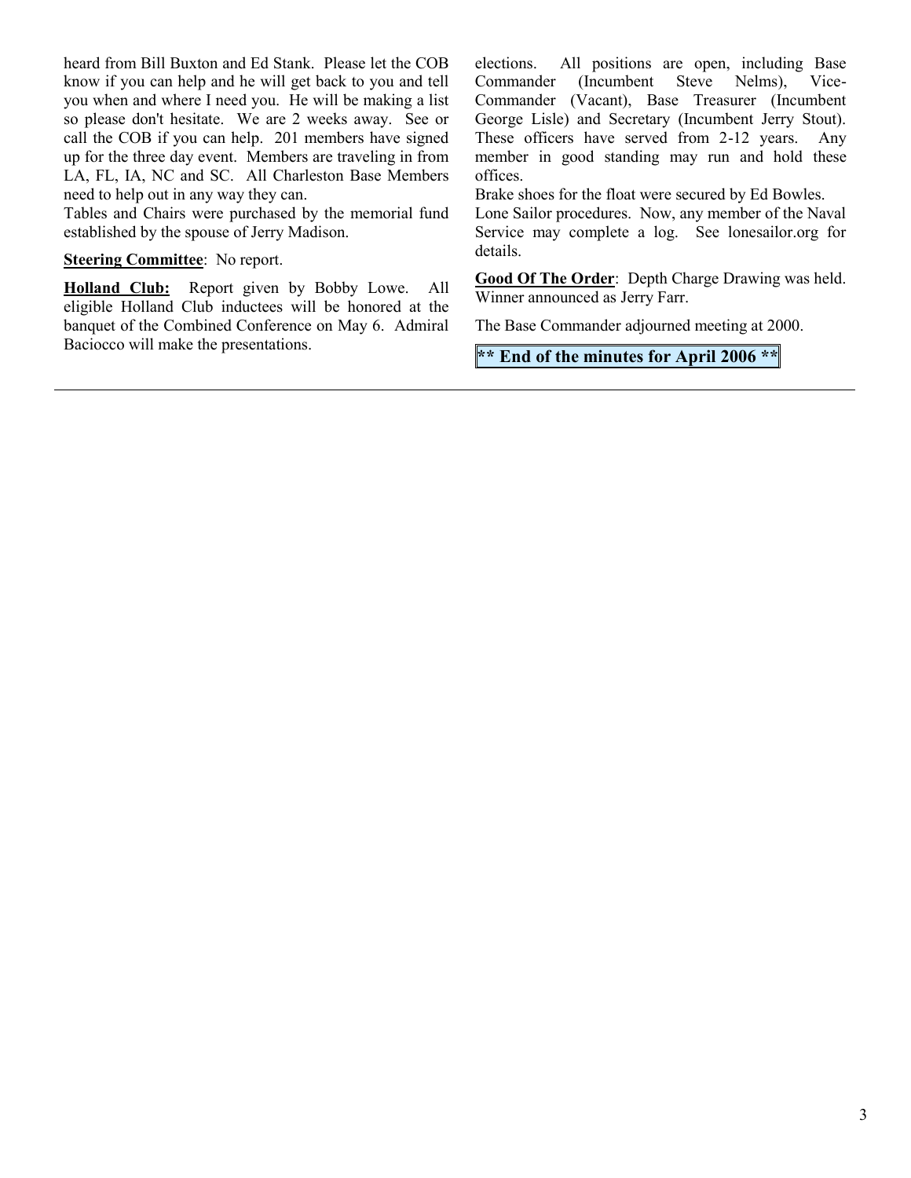heard from Bill Buxton and Ed Stank. Please let the COB know if you can help and he will get back to you and tell you when and where I need you. He will be making a list so please don't hesitate. We are 2 weeks away. See or call the COB if you can help. 201 members have signed up for the three day event. Members are traveling in from LA, FL, IA, NC and SC. All Charleston Base Members need to help out in any way they can.

Tables and Chairs were purchased by the memorial fund established by the spouse of Jerry Madison.

**Steering Committee**: No report.

**Holland Club:** Report given by Bobby Lowe. All eligible Holland Club inductees will be honored at the banquet of the Combined Conference on May 6. Admiral Baciocco will make the presentations.

elections. All positions are open, including Base Commander (Incumbent Steve Nelms), Vice-Commander (Vacant), Base Treasurer (Incumbent George Lisle) and Secretary (Incumbent Jerry Stout). These officers have served from 2-12 years. Any member in good standing may run and hold these offices.

Brake shoes for the float were secured by Ed Bowles.

Lone Sailor procedures. Now, any member of the Naval Service may complete a log. See lonesailor.org for details.

**Good Of The Order**: Depth Charge Drawing was held. Winner announced as Jerry Farr.

The Base Commander adjourned meeting at 2000.

**** End of the minutes for April 2006 ****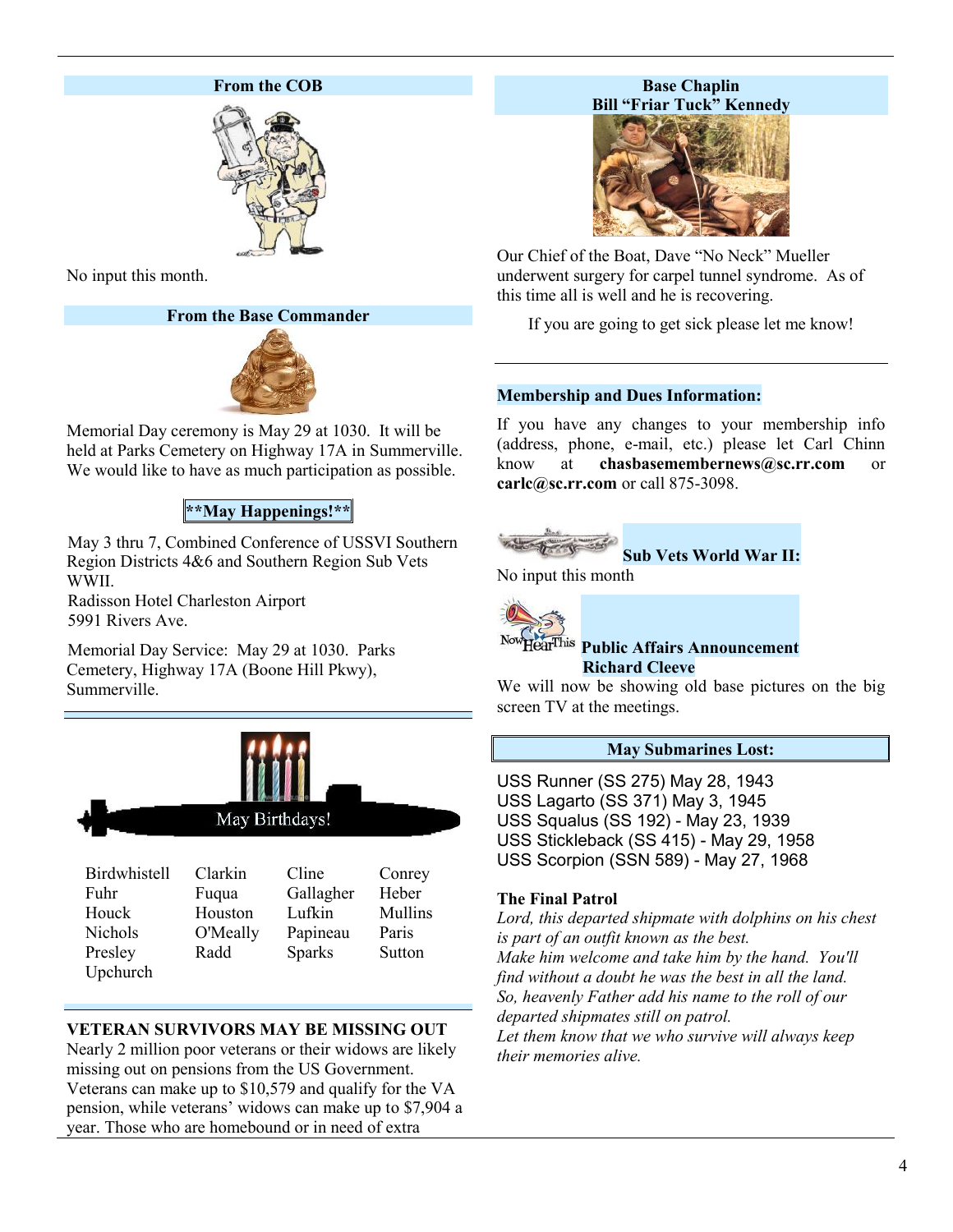## From the COB

No input this month.

## From the Base Commander

Memorial Day ceremony is May 29 at 1030. It will be held at Parks Cemetery on Highway 17A in Summerville. We would like to have as much participation as possible.

## **May Happenings!**

May 3 thru 7, Combined Conference of USSVI Southern Region Districts 4&6 and Southern Region Sub Vets WWII.
Radisson Hotel Charleston Airport
5991 Rivers Ave.

Memorial Day Service: May 29 at 1030. Parks Cemetery, Highway 17A (Boone Hill Pkwy), Summerville.

## May Birthdays!

| | | | |
|---|---|---|---|
| Birdwhistell | Clarkin | Cline | Conrey |
| Fuhr | Fuqua | Gallagher | Heber |
| Houck | Houston | Lufkin | Mullins |
| Nichols | O'Meally | Papineau | Paris |
| Presley | Radd | Sparks | Sutton |
| Upchurch | | | |

## VETERAN SURVIVORS MAY BE MISSING OUT

Nearly 2 million poor veterans or their widows are likely missing out on pensions from the US Government. Veterans can make up to $10,579 and qualify for the VA pension, while veterans' widows can make up to $7,904 a year. Those who are homebound or in need of extra

## Base Chaplain
## Bill "Friar Tuck" Kennedy

Our Chief of the Boat, Dave "No Neck" Mueller underwent surgery for carpel tunnel syndrome. As of this time all is well and he is recovering.

If you are going to get sick please let me know!

## Membership and Dues Information:

If you have any changes to your membership info (address, phone, e-mail, etc.) please let Carl Chinn know at **chasbasemembernews@sc.rr.com** or **carlc@sc.rr.com** or call 875-3098.

## Sub Vets World War II:

No input this month

## Public Affairs Announcement
## Richard Cleeve

We will now be showing old base pictures on the big screen TV at the meetings.

## May Submarines Lost:

USS Runner (SS 275) May 28, 1943
USS Lagarto (SS 371) May 3, 1945
USS Squalus (SS 192) - May 23, 1939
USS Stickleback (SS 415) - May 29, 1958
USS Scorpion (SSN 589) - May 27, 1968

### The Final Patrol

*Lord, this departed shipmate with dolphins on his chest is part of an outfit known as the best.*
*Make him welcome and take him by the hand. You'll find without a doubt he was the best in all the land.*
*So, heavenly Father add his name to the roll of our departed shipmates still on patrol.*
*Let them know that we who survive will always keep their memories alive.*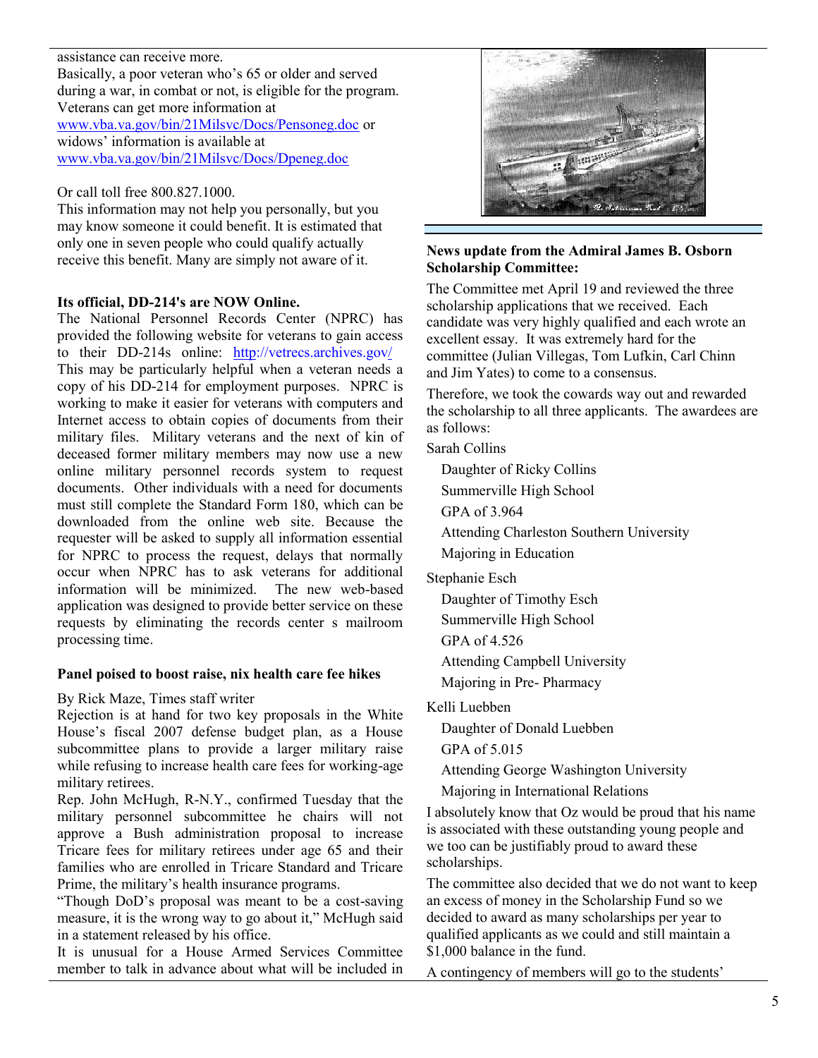assistance can receive more.

Basically, a poor veteran who's 65 or older and served during a war, in combat or not, is eligible for the program. Veterans can get more information at www.vba.va.gov/bin/21Milsvc/Docs/Pensoneg.doc or widows' information is available at www.vba.va.gov/bin/21Milsvc/Docs/Dpeneg.doc

Or call toll free 800.827.1000.

This information may not help you personally, but you may know someone it could benefit. It is estimated that only one in seven people who could qualify actually receive this benefit. Many are simply not aware of it.

**Its official, DD-214's are NOW Online.**

The National Personnel Records Center (NPRC) has provided the following website for veterans to gain access to their DD-214s online: http://vetrecs.archives.gov/ This may be particularly helpful when a veteran needs a copy of his DD-214 for employment purposes. NPRC is working to make it easier for veterans with computers and Internet access to obtain copies of documents from their military files. Military veterans and the next of kin of deceased former military members may now use a new online military personnel records system to request documents. Other individuals with a need for documents must still complete the Standard Form 180, which can be downloaded from the online web site. Because the requester will be asked to supply all information essential for NPRC to process the request, delays that normally occur when NPRC has to ask veterans for additional information will be minimized. The new web-based application was designed to provide better service on these requests by eliminating the records center s mailroom processing time.

**Panel poised to boost raise, nix health care fee hikes**

By Rick Maze, Times staff writer

Rejection is at hand for two key proposals in the White House's fiscal 2007 defense budget plan, as a House subcommittee plans to provide a larger military raise while refusing to increase health care fees for working-age military retirees.

Rep. John McHugh, R-N.Y., confirmed Tuesday that the military personnel subcommittee he chairs will not approve a Bush administration proposal to increase Tricare fees for military retirees under age 65 and their families who are enrolled in Tricare Standard and Tricare Prime, the military's health insurance programs.

"Though DoD's proposal was meant to be a cost-saving measure, it is the wrong way to go about it," McHugh said in a statement released by his office.

It is unusual for a House Armed Services Committee member to talk in advance about what will be included in

**News update from the Admiral James B. Osborn Scholarship Committee:**

The Committee met April 19 and reviewed the three scholarship applications that we received. Each candidate was very highly qualified and each wrote an excellent essay. It was extremely hard for the committee (Julian Villegas, Tom Lufkin, Carl Chinn and Jim Yates) to come to a consensus.

Therefore, we took the cowards way out and rewarded the scholarship to all three applicants. The awardees are as follows:

Sarah Collins
- Daughter of Ricky Collins
- Summerville High School
- GPA of 3.964
- Attending Charleston Southern University
- Majoring in Education

Stephanie Esch
- Daughter of Timothy Esch
- Summerville High School
- GPA of 4.526
- Attending Campbell University
- Majoring in Pre- Pharmacy

Kelli Luebben
- Daughter of Donald Luebben
- GPA of 5.015
- Attending George Washington University
- Majoring in International Relations

I absolutely know that Oz would be proud that his name is associated with these outstanding young people and we too can be justifiably proud to award these scholarships.

The committee also decided that we do not want to keep an excess of money in the Scholarship Fund so we decided to award as many scholarships per year to qualified applicants as we could and still maintain a $1,000 balance in the fund.

A contingency of members will go to the students'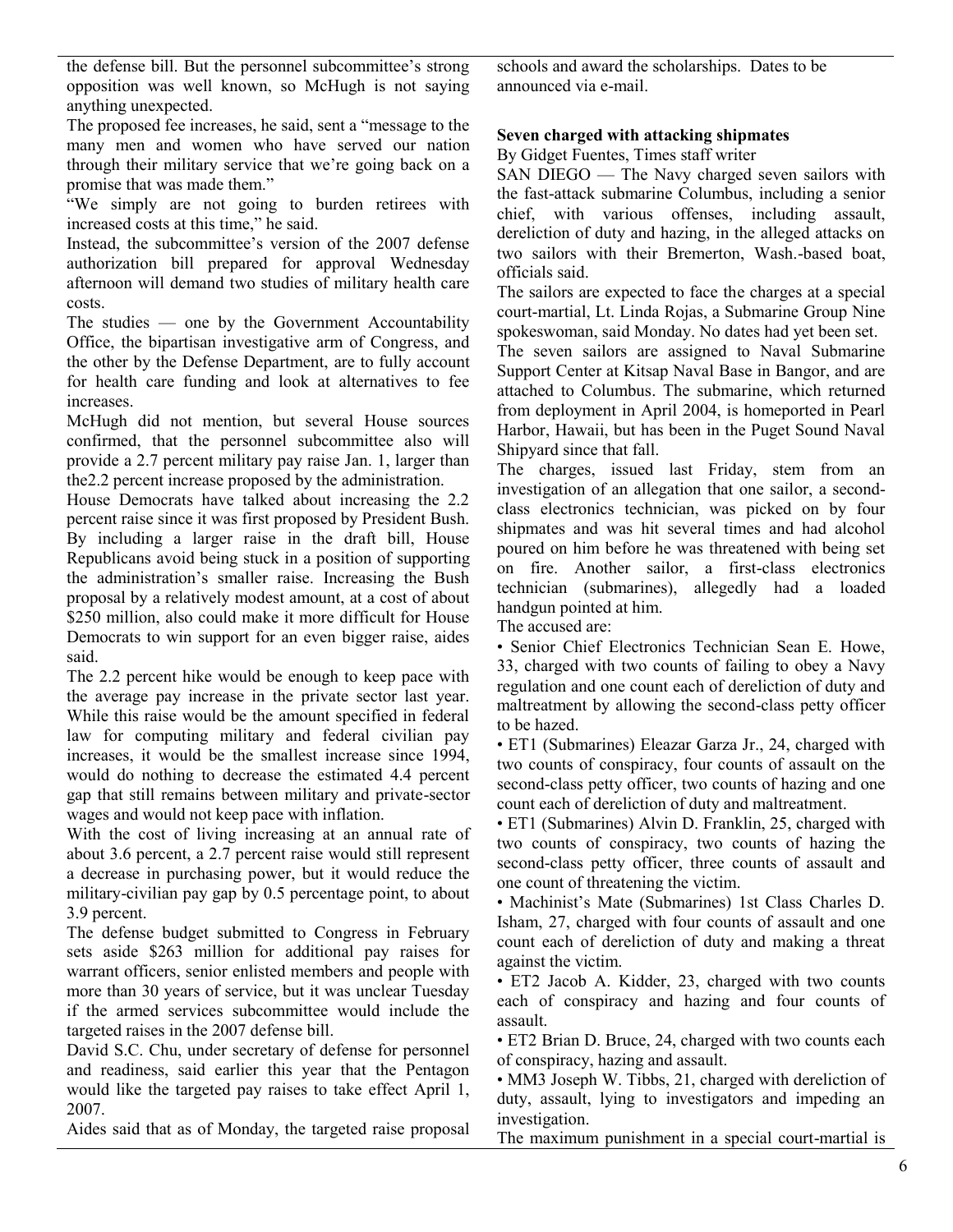the defense bill. But the personnel subcommittee's strong opposition was well known, so McHugh is not saying anything unexpected.

The proposed fee increases, he said, sent a "message to the many men and women who have served our nation through their military service that we're going back on a promise that was made them."

"We simply are not going to burden retirees with increased costs at this time," he said.

Instead, the subcommittee's version of the 2007 defense authorization bill prepared for approval Wednesday afternoon will demand two studies of military health care costs.

The studies — one by the Government Accountability Office, the bipartisan investigative arm of Congress, and the other by the Defense Department, are to fully account for health care funding and look at alternatives to fee increases.

McHugh did not mention, but several House sources confirmed, that the personnel subcommittee also will provide a 2.7 percent military pay raise Jan. 1, larger than the2.2 percent increase proposed by the administration.

House Democrats have talked about increasing the 2.2 percent raise since it was first proposed by President Bush. By including a larger raise in the draft bill, House Republicans avoid being stuck in a position of supporting the administration's smaller raise. Increasing the Bush proposal by a relatively modest amount, at a cost of about $250 million, also could make it more difficult for House Democrats to win support for an even bigger raise, aides said.

The 2.2 percent hike would be enough to keep pace with the average pay increase in the private sector last year. While this raise would be the amount specified in federal law for computing military and federal civilian pay increases, it would be the smallest increase since 1994, would do nothing to decrease the estimated 4.4 percent gap that still remains between military and private-sector wages and would not keep pace with inflation.

With the cost of living increasing at an annual rate of about 3.6 percent, a 2.7 percent raise would still represent a decrease in purchasing power, but it would reduce the military-civilian pay gap by 0.5 percentage point, to about 3.9 percent.

The defense budget submitted to Congress in February sets aside $263 million for additional pay raises for warrant officers, senior enlisted members and people with more than 30 years of service, but it was unclear Tuesday if the armed services subcommittee would include the targeted raises in the 2007 defense bill.

David S.C. Chu, under secretary of defense for personnel and readiness, said earlier this year that the Pentagon would like the targeted pay raises to take effect April 1, 2007.

Aides said that as of Monday, the targeted raise proposal

schools and award the scholarships. Dates to be announced via e-mail.

**Seven charged with attacking shipmates**

By Gidget Fuentes, Times staff writer

SAN DIEGO — The Navy charged seven sailors with the fast-attack submarine Columbus, including a senior chief, with various offenses, including assault, dereliction of duty and hazing, in the alleged attacks on two sailors with their Bremerton, Wash.-based boat, officials said.

The sailors are expected to face the charges at a special court-martial, Lt. Linda Rojas, a Submarine Group Nine spokeswoman, said Monday. No dates had yet been set.

The seven sailors are assigned to Naval Submarine Support Center at Kitsap Naval Base in Bangor, and are attached to Columbus. The submarine, which returned from deployment in April 2004, is homeported in Pearl Harbor, Hawaii, but has been in the Puget Sound Naval Shipyard since that fall.

The charges, issued last Friday, stem from an investigation of an allegation that one sailor, a second-class electronics technician, was picked on by four shipmates and was hit several times and had alcohol poured on him before he was threatened with being set on fire. Another sailor, a first-class electronics technician (submarines), allegedly had a loaded handgun pointed at him.

The accused are:

- Senior Chief Electronics Technician Sean E. Howe, 33, charged with two counts of failing to obey a Navy regulation and one count each of dereliction of duty and maltreatment by allowing the second-class petty officer to be hazed.
- ET1 (Submarines) Eleazar Garza Jr., 24, charged with two counts of conspiracy, four counts of assault on the second-class petty officer, two counts of hazing and one count each of dereliction of duty and maltreatment.
- ET1 (Submarines) Alvin D. Franklin, 25, charged with two counts of conspiracy, two counts of hazing the second-class petty officer, three counts of assault and one count of threatening the victim.
- Machinist's Mate (Submarines) 1st Class Charles D. Isham, 27, charged with four counts of assault and one count each of dereliction of duty and making a threat against the victim.
- ET2 Jacob A. Kidder, 23, charged with two counts each of conspiracy and hazing and four counts of assault.
- ET2 Brian D. Bruce, 24, charged with two counts each of conspiracy, hazing and assault.
- MM3 Joseph W. Tibbs, 21, charged with dereliction of duty, assault, lying to investigators and impeding an investigation.

The maximum punishment in a special court-martial is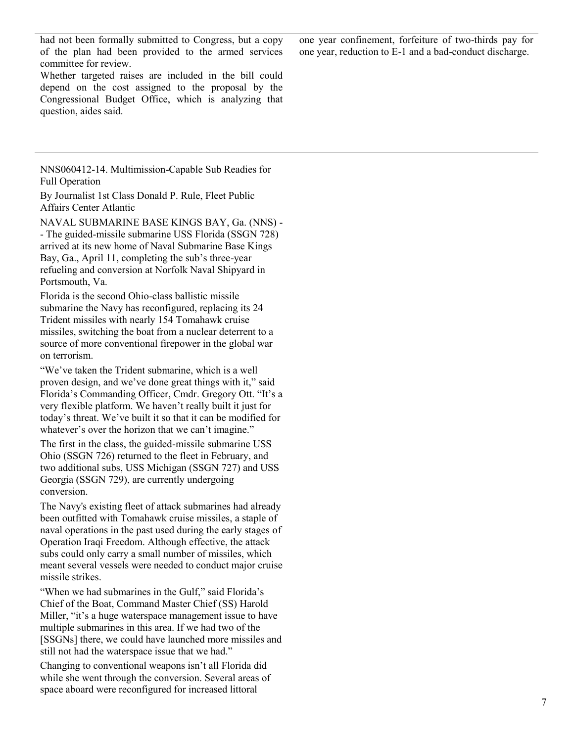had not been formally submitted to Congress, but a copy of the plan had been provided to the armed services committee for review.

Whether targeted raises are included in the bill could depend on the cost assigned to the proposal by the Congressional Budget Office, which is analyzing that question, aides said.

one year confinement, forfeiture of two-thirds pay for one year, reduction to E-1 and a bad-conduct discharge.

---

NNS060412-14. Multimission-Capable Sub Readies for Full Operation

By Journalist 1st Class Donald P. Rule, Fleet Public Affairs Center Atlantic

NAVAL SUBMARINE BASE KINGS BAY, Ga. (NNS) -- The guided-missile submarine USS Florida (SSGN 728) arrived at its new home of Naval Submarine Base Kings Bay, Ga., April 11, completing the sub's three-year refueling and conversion at Norfolk Naval Shipyard in Portsmouth, Va.

Florida is the second Ohio-class ballistic missile submarine the Navy has reconfigured, replacing its 24 Trident missiles with nearly 154 Tomahawk cruise missiles, switching the boat from a nuclear deterrent to a source of more conventional firepower in the global war on terrorism.

"We've taken the Trident submarine, which is a well proven design, and we've done great things with it," said Florida's Commanding Officer, Cmdr. Gregory Ott. "It's a very flexible platform. We haven't really built it just for today's threat. We've built it so that it can be modified for whatever's over the horizon that we can't imagine."

The first in the class, the guided-missile submarine USS Ohio (SSGN 726) returned to the fleet in February, and two additional subs, USS Michigan (SSGN 727) and USS Georgia (SSGN 729), are currently undergoing conversion.

The Navy's existing fleet of attack submarines had already been outfitted with Tomahawk cruise missiles, a staple of naval operations in the past used during the early stages of Operation Iraqi Freedom. Although effective, the attack subs could only carry a small number of missiles, which meant several vessels were needed to conduct major cruise missile strikes.

"When we had submarines in the Gulf," said Florida's Chief of the Boat, Command Master Chief (SS) Harold Miller, "it's a huge waterspace management issue to have multiple submarines in this area. If we had two of the [SSGNs] there, we could have launched more missiles and still not had the waterspace issue that we had."

Changing to conventional weapons isn't all Florida did while she went through the conversion. Several areas of space aboard were reconfigured for increased littoral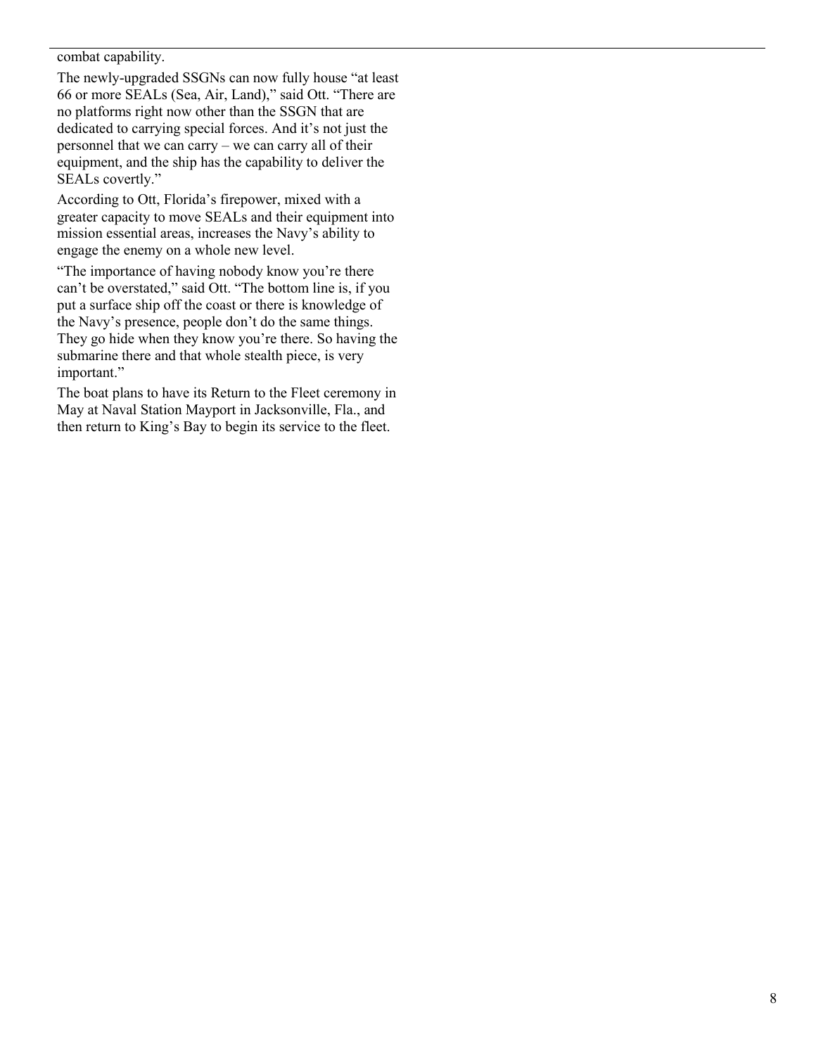combat capability.

The newly-upgraded SSGNs can now fully house "at least 66 or more SEALs (Sea, Air, Land)," said Ott. "There are no platforms right now other than the SSGN that are dedicated to carrying special forces. And it's not just the personnel that we can carry – we can carry all of their equipment, and the ship has the capability to deliver the SEALs covertly."

According to Ott, Florida's firepower, mixed with a greater capacity to move SEALs and their equipment into mission essential areas, increases the Navy's ability to engage the enemy on a whole new level.

"The importance of having nobody know you're there can't be overstated," said Ott. "The bottom line is, if you put a surface ship off the coast or there is knowledge of the Navy's presence, people don't do the same things. They go hide when they know you're there. So having the submarine there and that whole stealth piece, is very important."

The boat plans to have its Return to the Fleet ceremony in May at Naval Station Mayport in Jacksonville, Fla., and then return to King's Bay to begin its service to the fleet.